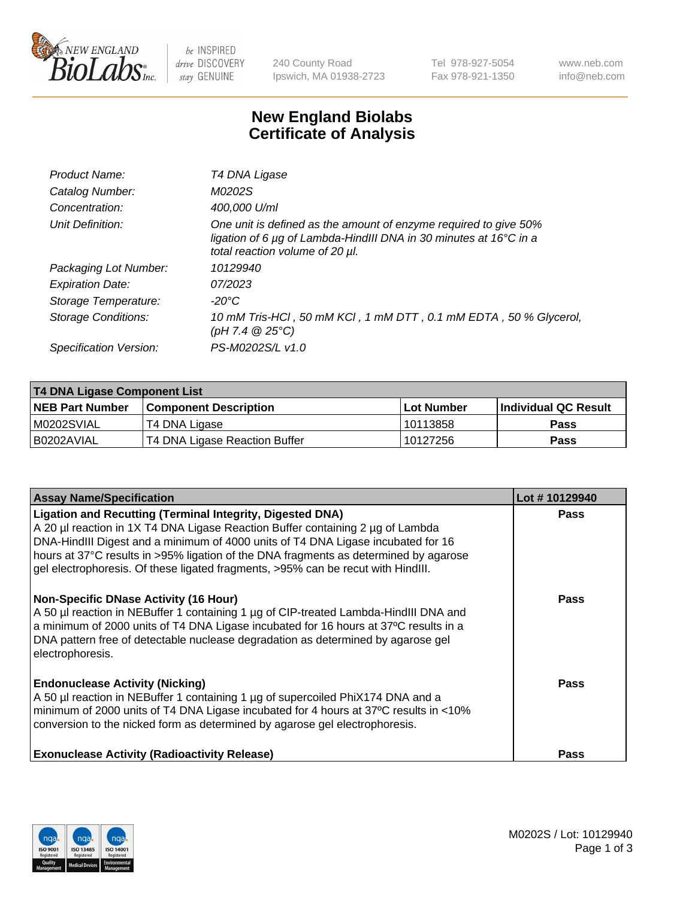New England BioLabs Inc. — be INSPIRED drive DISCOVERY stay GENUINE

240 County Road
Ipswich, MA 01938-2723

Tel 978-927-5054
Fax 978-921-1350

www.neb.com
info@neb.com

# New England Biolabs
# Certificate of Analysis

| | |
|---|---|
| *Product Name:* | *T4 DNA Ligase* |
| *Catalog Number:* | *M0202S* |
| *Concentration:* | *400,000 U/ml* |
| *Unit Definition:* | *One unit is defined as the amount of enzyme required to give 50% ligation of 6 µg of Lambda-HindIII DNA in 30 minutes at 16°C in a total reaction volume of 20 µl.* |
| *Packaging Lot Number:* | *10129940* |
| *Expiration Date:* | *07/2023* |
| *Storage Temperature:* | *-20°C* |
| *Storage Conditions:* | *10 mM Tris-HCl , 50 mM KCl , 1 mM DTT , 0.1 mM EDTA , 50 % Glycerol, (pH 7.4 @ 25°C)* |
| *Specification Version:* | *PS-M0202S/L v1.0* |

**T4 DNA Ligase Component List**

| NEB Part Number | Component Description | Lot Number | Individual QC Result |
|---|---|---|---|
| M0202SVIAL | T4 DNA Ligase | 10113858 | Pass |
| B0202AVIAL | T4 DNA Ligase Reaction Buffer | 10127256 | Pass |

| Assay Name/Specification | Lot # 10129940 |
|---|---|
| **Ligation and Recutting (Terminal Integrity, Digested DNA)**<br>A 20 µl reaction in 1X T4 DNA Ligase Reaction Buffer containing 2 µg of Lambda DNA-HindIII Digest and a minimum of 4000 units of T4 DNA Ligase incubated for 16 hours at 37°C results in >95% ligation of the DNA fragments as determined by agarose gel electrophoresis. Of these ligated fragments, >95% can be recut with HindIII. | Pass |
| **Non-Specific DNase Activity (16 Hour)**<br>A 50 µl reaction in NEBuffer 1 containing 1 µg of CIP-treated Lambda-HindIII DNA and a minimum of 2000 units of T4 DNA Ligase incubated for 16 hours at 37ºC results in a DNA pattern free of detectable nuclease degradation as determined by agarose gel electrophoresis. | Pass |
| **Endonuclease Activity (Nicking)**<br>A 50 µl reaction in NEBuffer 1 containing 1 µg of supercoiled PhiX174 DNA and a minimum of 2000 units of T4 DNA Ligase incubated for 4 hours at 37ºC results in <10% conversion to the nicked form as determined by agarose gel electrophoresis. | Pass |
| **Exonuclease Activity (Radioactivity Release)** | Pass |

M0202S / Lot: 10129940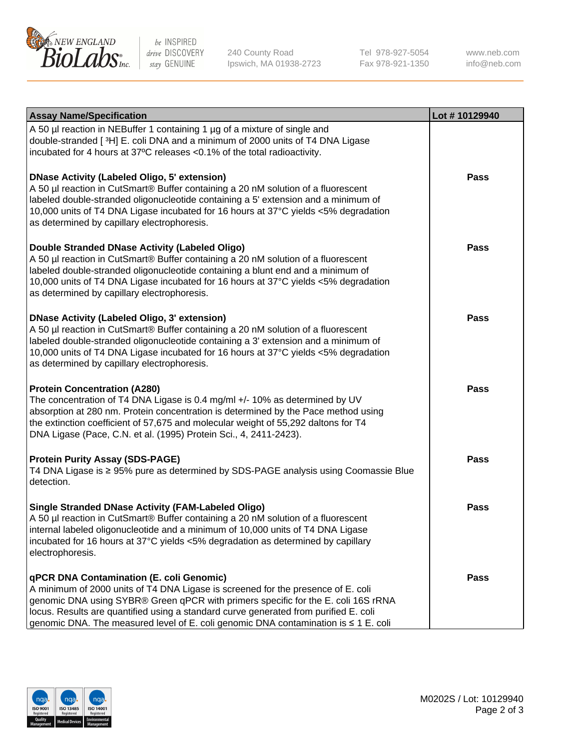| Assay Name/Specification | Lot # 10129940 |
|---|---|
| A 50 µl reaction in NEBuffer 1 containing 1 µg of a mixture of single and double-stranded [ $^3$H] E. coli DNA and a minimum of 2000 units of T4 DNA Ligase incubated for 4 hours at 37ºC releases <0.1% of the total radioactivity. | |
| **DNase Activity (Labeled Oligo, 5' extension)**<br>A 50 µl reaction in CutSmart® Buffer containing a 20 nM solution of a fluorescent labeled double-stranded oligonucleotide containing a 5' extension and a minimum of 10,000 units of T4 DNA Ligase incubated for 16 hours at 37°C yields <5% degradation as determined by capillary electrophoresis. | **Pass** |
| **Double Stranded DNase Activity (Labeled Oligo)**<br>A 50 µl reaction in CutSmart® Buffer containing a 20 nM solution of a fluorescent labeled double-stranded oligonucleotide containing a blunt end and a minimum of 10,000 units of T4 DNA Ligase incubated for 16 hours at 37°C yields <5% degradation as determined by capillary electrophoresis. | **Pass** |
| **DNase Activity (Labeled Oligo, 3' extension)**<br>A 50 µl reaction in CutSmart® Buffer containing a 20 nM solution of a fluorescent labeled double-stranded oligonucleotide containing a 3' extension and a minimum of 10,000 units of T4 DNA Ligase incubated for 16 hours at 37°C yields <5% degradation as determined by capillary electrophoresis. | **Pass** |
| **Protein Concentration (A280)**<br>The concentration of T4 DNA Ligase is 0.4 mg/ml +/- 10% as determined by UV absorption at 280 nm. Protein concentration is determined by the Pace method using the extinction coefficient of 57,675 and molecular weight of 55,292 daltons for T4 DNA Ligase (Pace, C.N. et al. (1995) Protein Sci., 4, 2411-2423). | **Pass** |
| **Protein Purity Assay (SDS-PAGE)**<br>T4 DNA Ligase is ≥ 95% pure as determined by SDS-PAGE analysis using Coomassie Blue detection. | **Pass** |
| **Single Stranded DNase Activity (FAM-Labeled Oligo)**<br>A 50 µl reaction in CutSmart® Buffer containing a 20 nM solution of a fluorescent internal labeled oligonucleotide and a minimum of 10,000 units of T4 DNA Ligase incubated for 16 hours at 37°C yields <5% degradation as determined by capillary electrophoresis. | **Pass** |
| **qPCR DNA Contamination (E. coli Genomic)**<br>A minimum of 2000 units of T4 DNA Ligase is screened for the presence of E. coli genomic DNA using SYBR® Green qPCR with primers specific for the E. coli 16S rRNA locus. Results are quantified using a standard curve generated from purified E. coli genomic DNA. The measured level of E. coli genomic DNA contamination is ≤ 1 E. coli | **Pass** |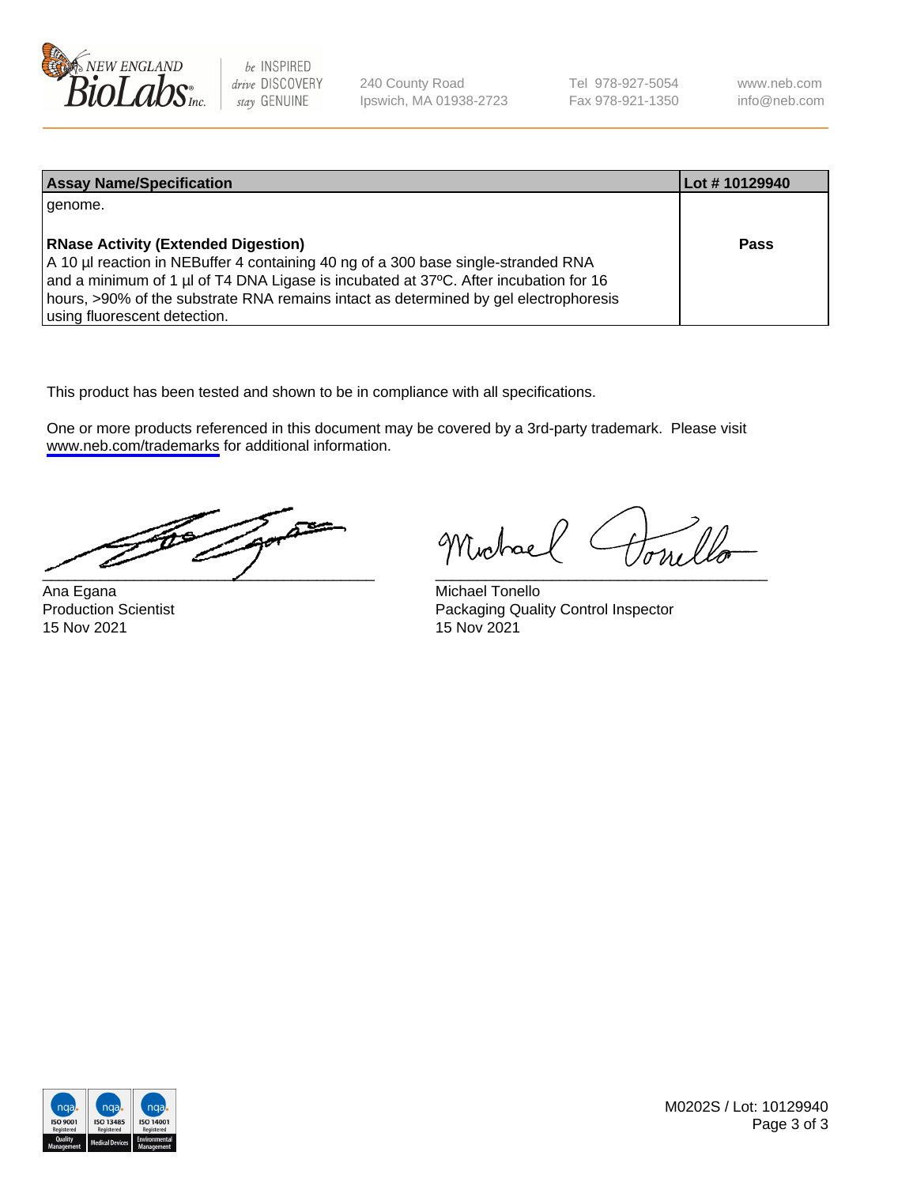| Assay Name/Specification | Lot # 10129940 |
| --- | --- |
| genome. | |
| **RNase Activity (Extended Digestion)**<br>A 10 µl reaction in NEBuffer 4 containing 40 ng of a 300 base single-stranded RNA and a minimum of 1 µl of T4 DNA Ligase is incubated at 37ºC. After incubation for 16 hours, >90% of the substrate RNA remains intact as determined by gel electrophoresis using fluorescent detection. | **Pass** |

This product has been tested and shown to be in compliance with all specifications.

One or more products referenced in this document may be covered by a 3rd-party trademark. Please visit www.neb.com/trademarks for additional information.

Ana Egana
Production Scientist
15 Nov 2021

Michael Tonello
Packaging Quality Control Inspector
15 Nov 2021

M0202S / Lot: 10129940